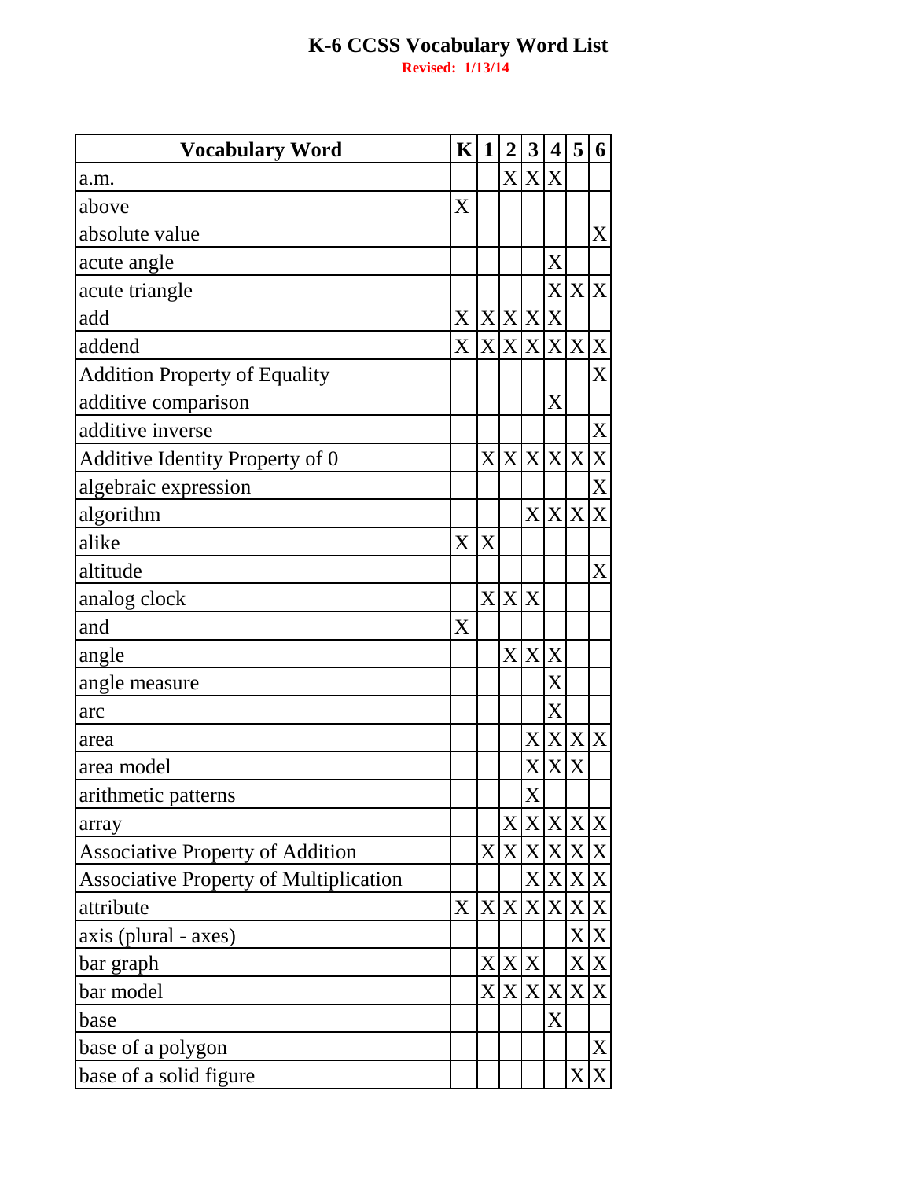# K-6 CCSS Vocabulary Word List

**Revised: 1/13/14**

| Vocabulary Word | K | 1 | 2 | 3 | 4 | 5 | 6 |
|---|---|---|---|---|---|---|---|
| a.m. | | | X | X | X | | |
| above | X | | | | | | |
| absolute value | | | | | | | X |
| acute angle | | | | | X | | |
| acute triangle | | | | | X | X | X |
| add | X | X | X | X | X | | |
| addend | X | X | X | X | X | X | X |
| Addition Property of Equality | | | | | | | X |
| additive comparison | | | | | X | | |
| additive inverse | | | | | | | X |
| Additive Identity Property of 0 | | X | X | X | X | X | X |
| algebraic expression | | | | | | | X |
| algorithm | | | | X | X | X | X |
| alike | X | X | | | | | |
| altitude | | | | | | | X |
| analog clock | | X | X | X | | | |
| and | X | | | | | | |
| angle | | | X | X | X | | |
| angle measure | | | | | X | | |
| arc | | | | | X | | |
| area | | | | X | X | X | X |
| area model | | | | X | X | X | |
| arithmetic patterns | | | | X | | | |
| array | | | X | X | X | X | X |
| Associative Property of Addition | | X | X | X | X | X | X |
| Associative Property of Multiplication | | | | X | X | X | X |
| attribute | X | X | X | X | X | X | X |
| axis (plural - axes) | | | | | | X | X |
| bar graph | | X | X | X | | X | X |
| bar model | | X | X | X | X | X | X |
| base | | | | | X | | |
| base of a polygon | | | | | | | X |
| base of a solid figure | | | | | | X | X |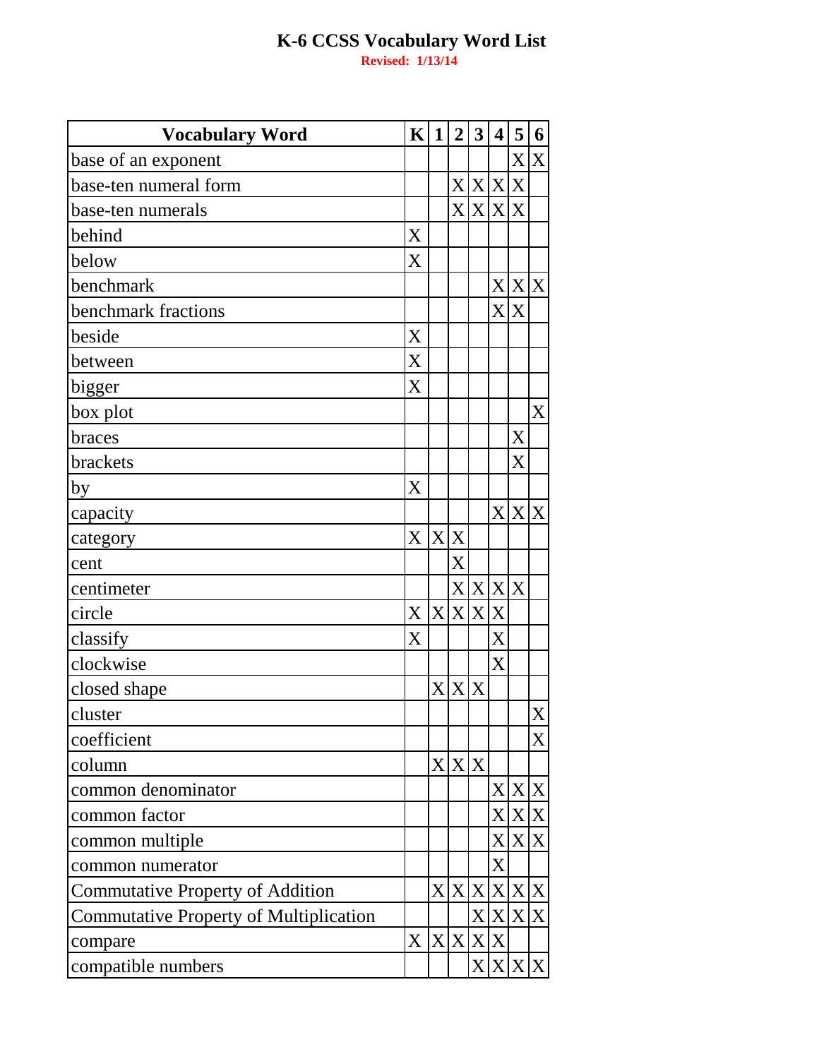# K-6 CCSS Vocabulary Word List

**Revised: 1/13/14**

| Vocabulary Word | K | 1 | 2 | 3 | 4 | 5 | 6 |
|---|---|---|---|---|---|---|---|
| base of an exponent | | | | | | X | X |
| base-ten numeral form | | | X | X | X | X | |
| base-ten numerals | | | X | X | X | X | |
| behind | X | | | | | | |
| below | X | | | | | | |
| benchmark | | | | | X | X | X |
| benchmark fractions | | | | | X | X | |
| beside | X | | | | | | |
| between | X | | | | | | |
| bigger | X | | | | | | |
| box plot | | | | | | | X |
| braces | | | | | | X | |
| brackets | | | | | | X | |
| by | X | | | | | | |
| capacity | | | | | X | X | X |
| category | X | X | X | | | | |
| cent | | | X | | | | |
| centimeter | | | X | X | X | X | |
| circle | X | X | X | X | X | | |
| classify | X | | | | X | | |
| clockwise | | | | | X | | |
| closed shape | | X | X | X | | | |
| cluster | | | | | | | X |
| coefficient | | | | | | | X |
| column | | X | X | X | | | |
| common denominator | | | | | X | X | X |
| common factor | | | | | X | X | X |
| common multiple | | | | | X | X | X |
| common numerator | | | | | X | | |
| Commutative Property of Addition | | X | X | X | X | X | X |
| Commutative Property of Multiplication | | | | X | X | X | X |
| compare | X | X | X | X | X | | |
| compatible numbers | | | | X | X | X | X |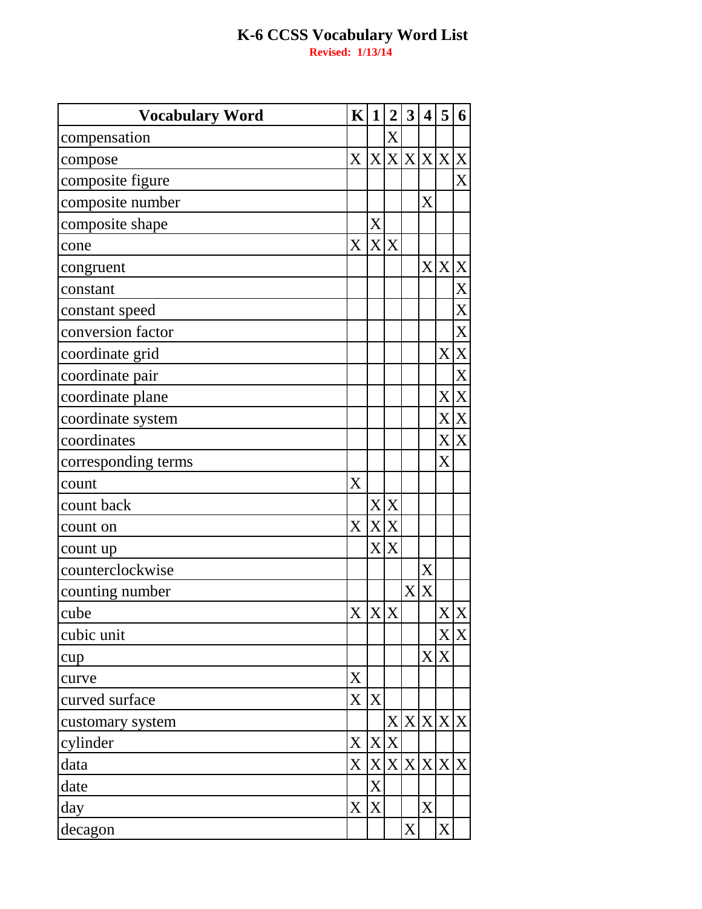# K-6 CCSS Vocabulary Word List

**Revised: 1/13/14**

| Vocabulary Word | K | 1 | 2 | 3 | 4 | 5 | 6 |
|---|---|---|---|---|---|---|---|
| compensation | | | X | | | | |
| compose | X | X | X | X | X | X | X |
| composite figure | | | | | | | X |
| composite number | | | | | X | | |
| composite shape | | X | | | | | |
| cone | X | X | X | | | | |
| congruent | | | | | X | X | X |
| constant | | | | | | | X |
| constant speed | | | | | | | X |
| conversion factor | | | | | | | X |
| coordinate grid | | | | | | X | X |
| coordinate pair | | | | | | | X |
| coordinate plane | | | | | | X | X |
| coordinate system | | | | | | X | X |
| coordinates | | | | | | X | X |
| corresponding terms | | | | | | X | |
| count | X | | | | | | |
| count back | | X | X | | | | |
| count on | X | X | X | | | | |
| count up | | X | X | | | | |
| counterclockwise | | | | | X | | |
| counting number | | | | X | X | | |
| cube | X | X | X | | | X | X |
| cubic unit | | | | | | X | X |
| cup | | | | | X | X | |
| curve | X | | | | | | |
| curved surface | X | X | | | | | |
| customary system | | | X | X | X | X | X |
| cylinder | X | X | X | | | | |
| data | X | X | X | X | X | X | X |
| date | | X | | | | | |
| day | X | X | | | X | | |
| decagon | | | | X | | X | |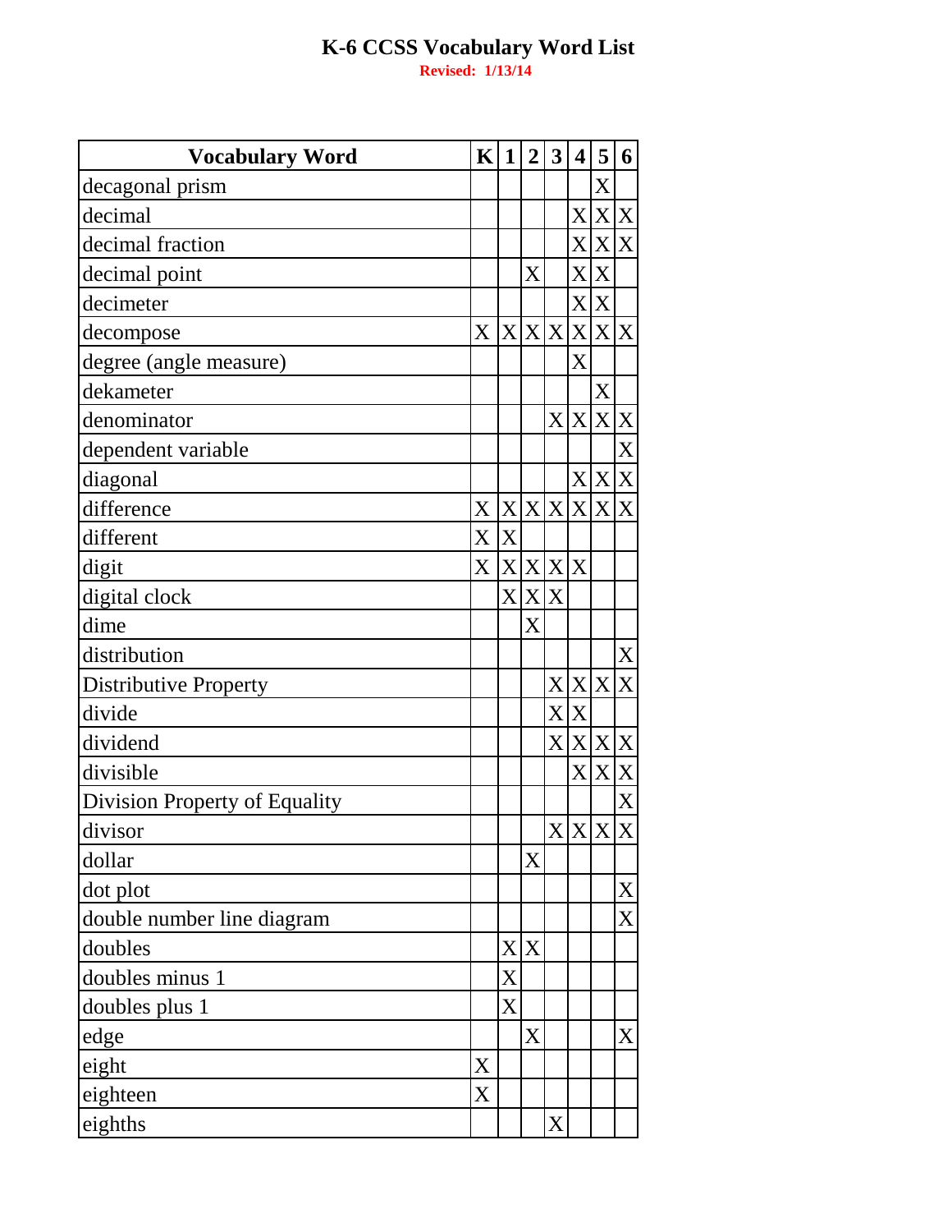# K-6 CCSS Vocabulary Word List

**Revised: 1/13/14**

| Vocabulary Word | K | 1 | 2 | 3 | 4 | 5 | 6 |
|---|---|---|---|---|---|---|---|
| decagonal prism | | | | | | X | |
| decimal | | | | | X | X | X |
| decimal fraction | | | | | X | X | X |
| decimal point | | | X | | X | X | |
| decimeter | | | | | X | X | |
| decompose | X | X | X | X | X | X | X |
| degree (angle measure) | | | | | X | | |
| dekameter | | | | | | X | |
| denominator | | | | X | X | X | X |
| dependent variable | | | | | | | X |
| diagonal | | | | | X | X | X |
| difference | X | X | X | X | X | X | X |
| different | X | X | | | | | |
| digit | X | X | X | X | X | | |
| digital clock | | X | X | X | | | |
| dime | | | X | | | | |
| distribution | | | | | | | X |
| Distributive Property | | | | X | X | X | X |
| divide | | | | X | X | | |
| dividend | | | | X | X | X | X |
| divisible | | | | | X | X | X |
| Division Property of Equality | | | | | | | X |
| divisor | | | | X | X | X | X |
| dollar | | | X | | | | |
| dot plot | | | | | | | X |
| double number line diagram | | | | | | | X |
| doubles | | X | X | | | | |
| doubles minus 1 | | X | | | | | |
| doubles plus 1 | | X | | | | | |
| edge | | | X | | | | X |
| eight | X | | | | | | |
| eighteen | X | | | | | | |
| eighths | | | | X | | | |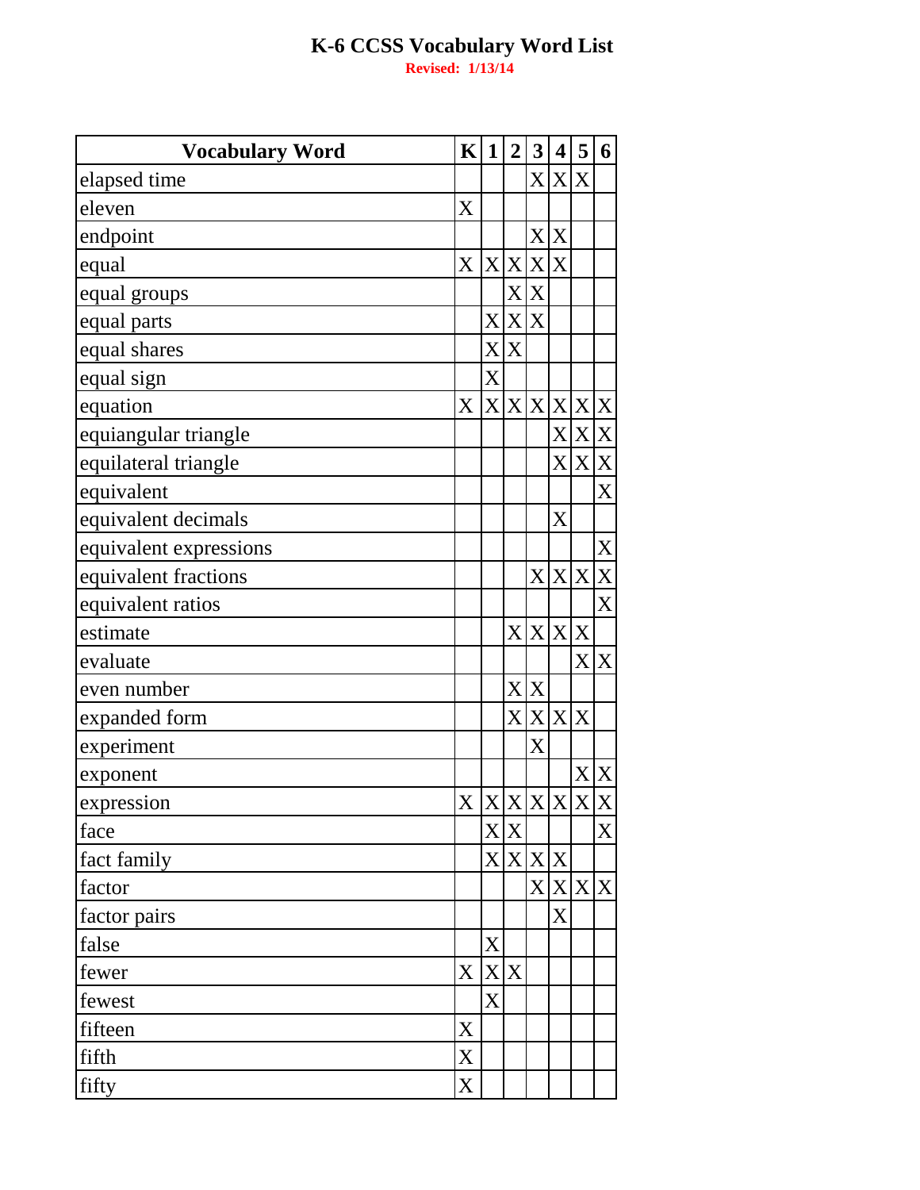# K-6 CCSS Vocabulary Word List

**Revised: 1/13/14**

| Vocabulary Word | K | 1 | 2 | 3 | 4 | 5 | 6 |
|---|---|---|---|---|---|---|---|
| elapsed time | | | | X | X | X | |
| eleven | X | | | | | | |
| endpoint | | | | X | X | | |
| equal | X | X | X | X | X | | |
| equal groups | | | X | X | | | |
| equal parts | | X | X | X | | | |
| equal shares | | X | X | | | | |
| equal sign | | X | | | | | |
| equation | X | X | X | X | X | X | X |
| equiangular triangle | | | | | X | X | X |
| equilateral triangle | | | | | X | X | X |
| equivalent | | | | | | | X |
| equivalent decimals | | | | | X | | |
| equivalent expressions | | | | | | | X |
| equivalent fractions | | | | X | X | X | X |
| equivalent ratios | | | | | | | X |
| estimate | | | X | X | X | X | |
| evaluate | | | | | | X | X |
| even number | | | X | X | | | |
| expanded form | | | X | X | X | X | |
| experiment | | | | X | | | |
| exponent | | | | | | X | X |
| expression | X | X | X | X | X | X | X |
| face | | X | X | | | | X |
| fact family | | X | X | X | X | | |
| factor | | | | X | X | X | X |
| factor pairs | | | | | X | | |
| false | | X | | | | | |
| fewer | X | X | X | | | | |
| fewest | | X | | | | | |
| fifteen | X | | | | | | |
| fifth | X | | | | | | |
| fifty | X | | | | | | |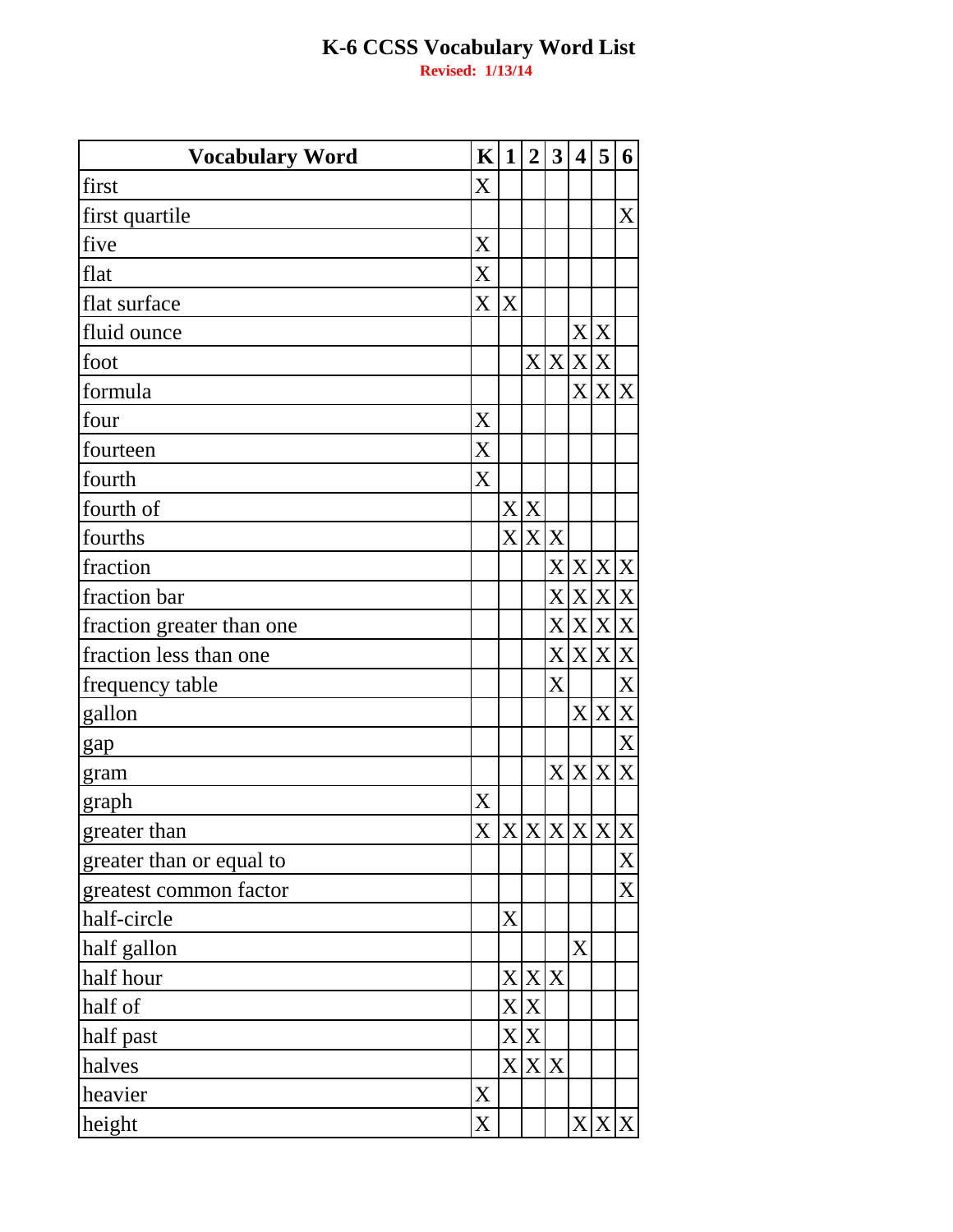# K-6 CCSS Vocabulary Word List

**Revised: 1/13/14**

| Vocabulary Word | K | 1 | 2 | 3 | 4 | 5 | 6 |
|---|---|---|---|---|---|---|---|
| first | X | | | | | | |
| first quartile | | | | | | | X |
| five | X | | | | | | |
| flat | X | | | | | | |
| flat surface | X | X | | | | | |
| fluid ounce | | | | | X | X | |
| foot | | | X | X | X | X | |
| formula | | | | | X | X | X |
| four | X | | | | | | |
| fourteen | X | | | | | | |
| fourth | X | | | | | | |
| fourth of | | X | X | | | | |
| fourths | | X | X | X | | | |
| fraction | | | | X | X | X | X |
| fraction bar | | | | X | X | X | X |
| fraction greater than one | | | | X | X | X | X |
| fraction less than one | | | | X | X | X | X |
| frequency table | | | | X | | | X |
| gallon | | | | | X | X | X |
| gap | | | | | | | X |
| gram | | | | X | X | X | X |
| graph | X | | | | | | |
| greater than | X | X | X | X | X | X | X |
| greater than or equal to | | | | | | | X |
| greatest common factor | | | | | | | X |
| half-circle | | X | | | | | |
| half gallon | | | | | X | | |
| half hour | | X | X | X | | | |
| half of | | X | X | | | | |
| half past | | X | X | | | | |
| halves | | X | X | X | | | |
| heavier | X | | | | | | |
| height | X | | | | X | X | X |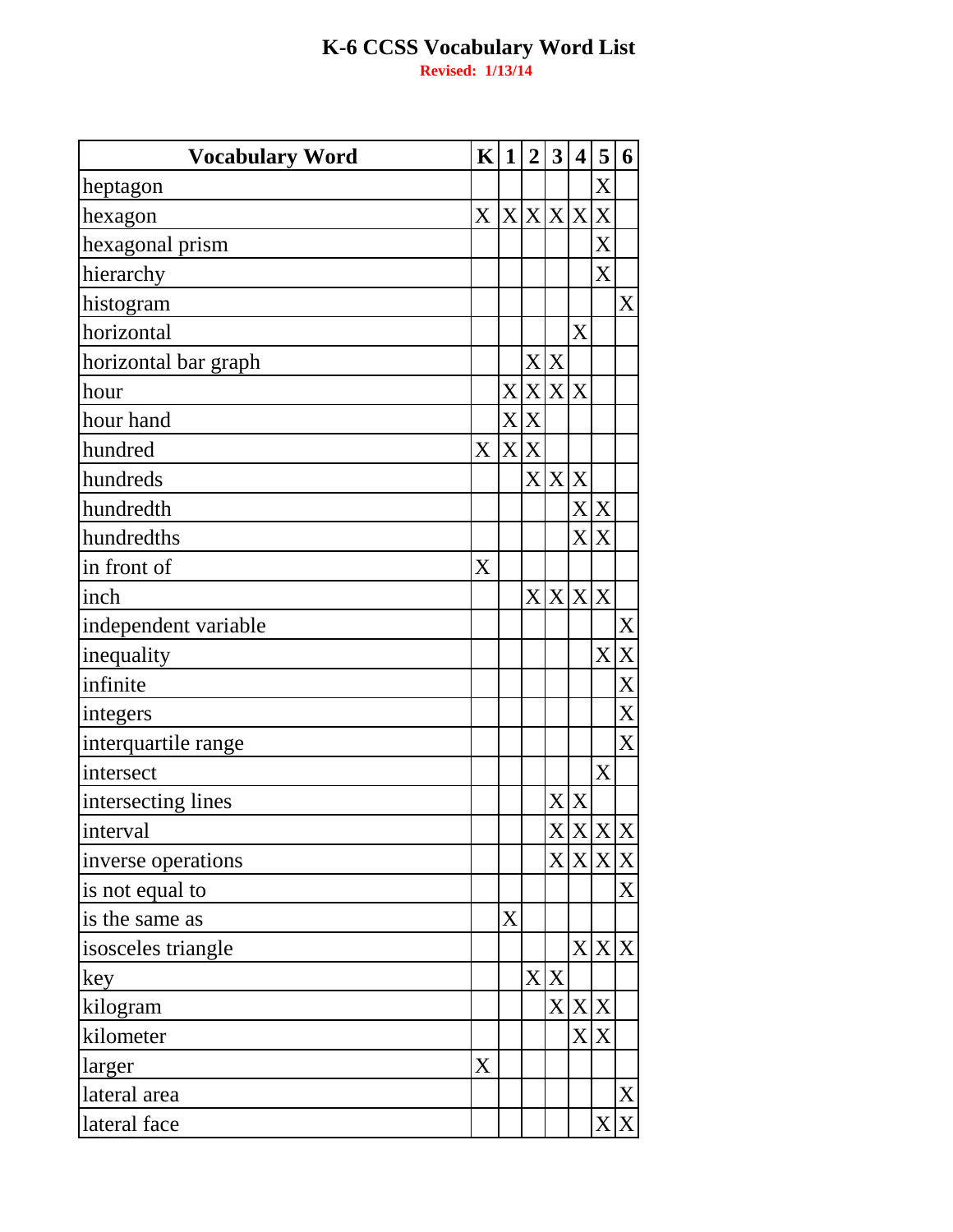# K-6 CCSS Vocabulary Word List

**Revised: 1/13/14**

| Vocabulary Word | K | 1 | 2 | 3 | 4 | 5 | 6 |
|---|---|---|---|---|---|---|---|
| heptagon | | | | | | X | |
| hexagon | X | X | X | X | X | X | |
| hexagonal prism | | | | | | X | |
| hierarchy | | | | | | X | |
| histogram | | | | | | | X |
| horizontal | | | | | X | | |
| horizontal bar graph | | | X | X | | | |
| hour | | X | X | X | X | | |
| hour hand | | X | X | | | | |
| hundred | X | X | X | | | | |
| hundreds | | | X | X | X | | |
| hundredth | | | | | X | X | |
| hundredths | | | | | X | X | |
| in front of | X | | | | | | |
| inch | | | X | X | X | X | |
| independent variable | | | | | | | X |
| inequality | | | | | | X | X |
| infinite | | | | | | | X |
| integers | | | | | | | X |
| interquartile range | | | | | | | X |
| intersect | | | | | | X | |
| intersecting lines | | | | X | X | | |
| interval | | | | X | X | X | X |
| inverse operations | | | | X | X | X | X |
| is not equal to | | | | | | | X |
| is the same as | | X | | | | | |
| isosceles triangle | | | | | X | X | X |
| key | | | X | X | | | |
| kilogram | | | | X | X | X | |
| kilometer | | | | | X | X | |
| larger | X | | | | | | |
| lateral area | | | | | | | X |
| lateral face | | | | | | X | X |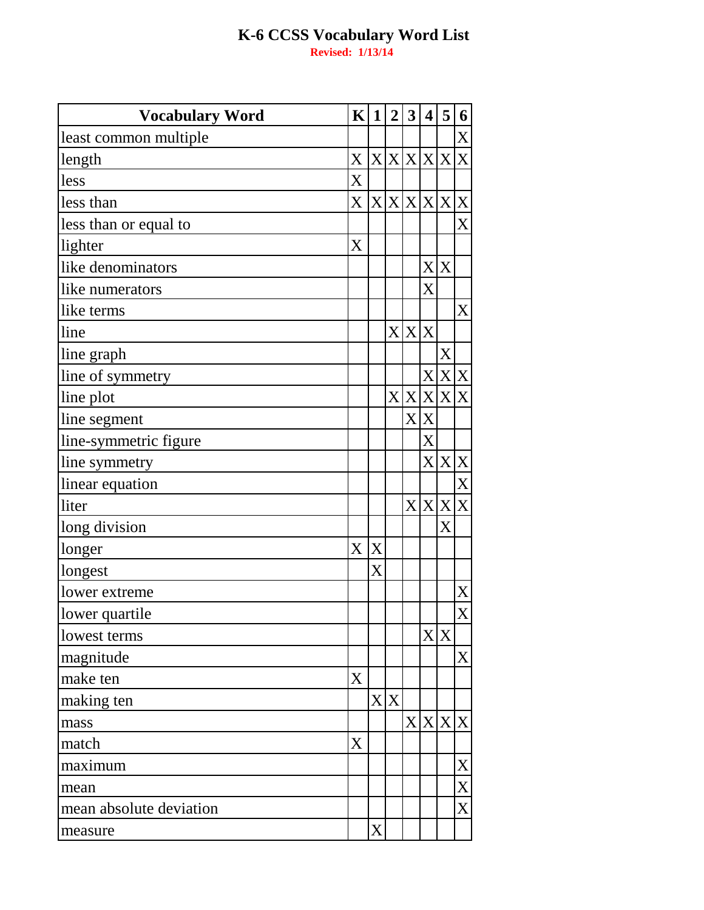# K-6 CCSS Vocabulary Word List

**Revised: 1/13/14**

| Vocabulary Word | K | 1 | 2 | 3 | 4 | 5 | 6 |
|---|---|---|---|---|---|---|---|
| least common multiple | | | | | | | X |
| length | X | X | X | X | X | X | X |
| less | X | | | | | | |
| less than | X | X | X | X | X | X | X |
| less than or equal to | | | | | | | X |
| lighter | X | | | | | | |
| like denominators | | | | | X | X | |
| like numerators | | | | | X | | |
| like terms | | | | | | | X |
| line | | | X | X | X | | |
| line graph | | | | | | X | |
| line of symmetry | | | | | X | X | X |
| line plot | | | X | X | X | X | X |
| line segment | | | | X | X | | |
| line-symmetric figure | | | | | X | | |
| line symmetry | | | | | X | X | X |
| linear equation | | | | | | | X |
| liter | | | | X | X | X | X |
| long division | | | | | | X | |
| longer | X | X | | | | | |
| longest | | X | | | | | |
| lower extreme | | | | | | | X |
| lower quartile | | | | | | | X |
| lowest terms | | | | | X | X | |
| magnitude | | | | | | | X |
| make ten | X | | | | | | |
| making ten | | X | X | | | | |
| mass | | | | X | X | X | X |
| match | X | | | | | | |
| maximum | | | | | | | X |
| mean | | | | | | | X |
| mean absolute deviation | | | | | | | X |
| measure | | X | | | | | |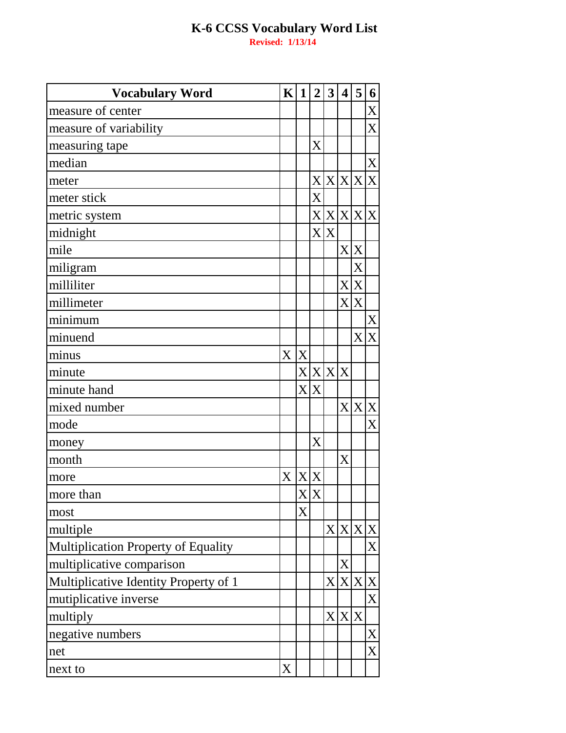# K-6 CCSS Vocabulary Word List

**Revised: 1/13/14**

| Vocabulary Word | K | 1 | 2 | 3 | 4 | 5 | 6 |
|---|---|---|---|---|---|---|---|
| measure of center | | | | | | | X |
| measure of variability | | | | | | | X |
| measuring tape | | | X | | | | |
| median | | | | | | | X |
| meter | | | X | X | X | X | X |
| meter stick | | | X | | | | |
| metric system | | | X | X | X | X | X |
| midnight | | | X | X | | | |
| mile | | | | | X | X | |
| miligram | | | | | | X | |
| milliliter | | | | | X | X | |
| millimeter | | | | | X | X | |
| minimum | | | | | | | X |
| minuend | | | | | | X | X |
| minus | X | X | | | | | |
| minute | | X | X | X | X | | |
| minute hand | | X | X | | | | |
| mixed number | | | | | X | X | X |
| mode | | | | | | | X |
| money | | | X | | | | |
| month | | | | | X | | |
| more | X | X | X | | | | |
| more than | | X | X | | | | |
| most | | X | | | | | |
| multiple | | | | X | X | X | X |
| Multiplication Property of Equality | | | | | | | X |
| multiplicative comparison | | | | | X | | |
| Multiplicative Identity Property of 1 | | | | X | X | X | X |
| mutiplicative inverse | | | | | | | X |
| multiply | | | | X | X | X | |
| negative numbers | | | | | | | X |
| net | | | | | | | X |
| next to | X | | | | | | |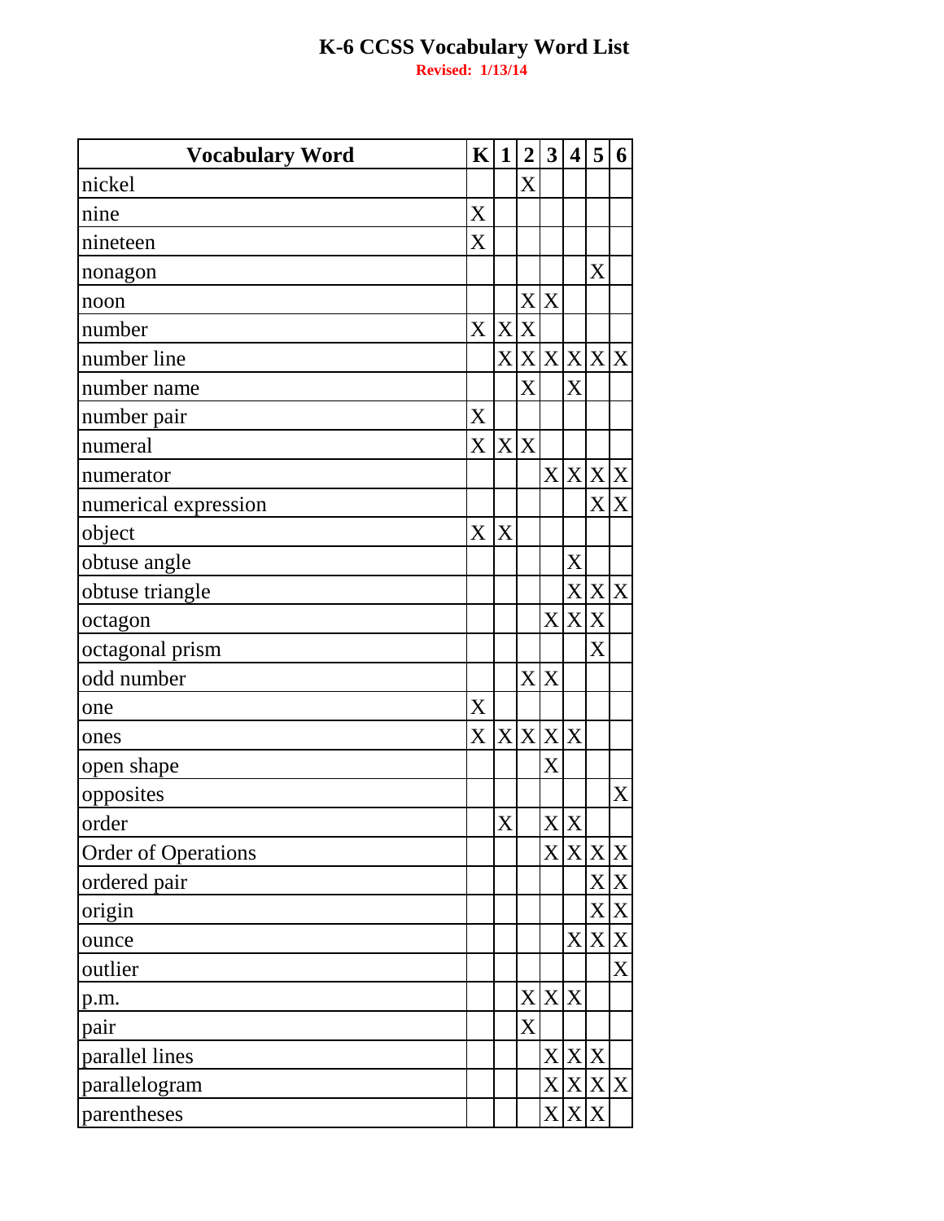# K-6 CCSS Vocabulary Word List

**Revised: 1/13/14**

| Vocabulary Word | K | 1 | 2 | 3 | 4 | 5 | 6 |
|---|---|---|---|---|---|---|---|
| nickel | | | X | | | | |
| nine | X | | | | | | |
| nineteen | X | | | | | | |
| nonagon | | | | | | X | |
| noon | | | X | X | | | |
| number | X | X | X | | | | |
| number line | | X | X | X | X | X | X |
| number name | | | X | | X | | |
| number pair | X | | | | | | |
| numeral | X | X | X | | | | |
| numerator | | | | X | X | X | X |
| numerical expression | | | | | | X | X |
| object | X | X | | | | | |
| obtuse angle | | | | | X | | |
| obtuse triangle | | | | | X | X | X |
| octagon | | | | X | X | X | |
| octagonal prism | | | | | | X | |
| odd number | | | X | X | | | |
| one | X | | | | | | |
| ones | X | X | X | X | X | | |
| open shape | | | | X | | | |
| opposites | | | | | | | X |
| order | | X | | X | X | | |
| Order of Operations | | | | X | X | X | X |
| ordered pair | | | | | | X | X |
| origin | | | | | | X | X |
| ounce | | | | | X | X | X |
| outlier | | | | | | | X |
| p.m. | | | X | X | X | | |
| pair | | | X | | | | |
| parallel lines | | | | X | X | X | |
| parallelogram | | | | X | X | X | X |
| parentheses | | | | X | X | X | |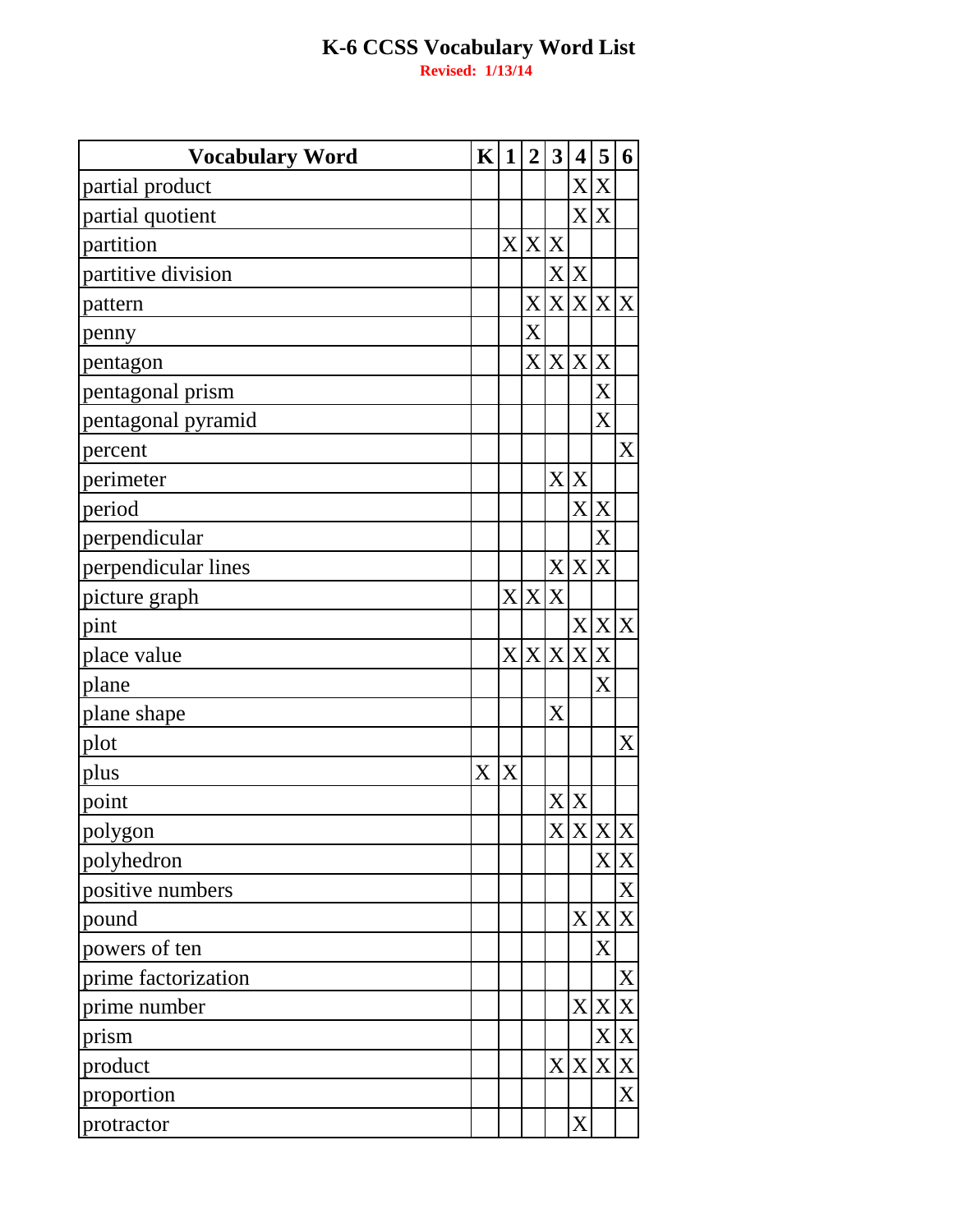# K-6 CCSS Vocabulary Word List

**Revised: 1/13/14**

| Vocabulary Word | K | 1 | 2 | 3 | 4 | 5 | 6 |
|---|---|---|---|---|---|---|---|
| partial product | | | | | X | X | |
| partial quotient | | | | | X | X | |
| partition | | X | X | X | | | |
| partitive division | | | | X | X | | |
| pattern | | | X | X | X | X | X |
| penny | | | X | | | | |
| pentagon | | | X | X | X | X | |
| pentagonal prism | | | | | | X | |
| pentagonal pyramid | | | | | | X | |
| percent | | | | | | | X |
| perimeter | | | | X | X | | |
| period | | | | | X | X | |
| perpendicular | | | | | | X | |
| perpendicular lines | | | | X | X | X | |
| picture graph | | X | X | X | | | |
| pint | | | | | X | X | X |
| place value | | X | X | X | X | X | |
| plane | | | | | | X | |
| plane shape | | | | X | | | |
| plot | | | | | | | X |
| plus | X | X | | | | | |
| point | | | | X | X | | |
| polygon | | | | X | X | X | X |
| polyhedron | | | | | | X | X |
| positive numbers | | | | | | | X |
| pound | | | | | X | X | X |
| powers of ten | | | | | | X | |
| prime factorization | | | | | | | X |
| prime number | | | | | X | X | X |
| prism | | | | | | X | X |
| product | | | | X | X | X | X |
| proportion | | | | | | | X |
| protractor | | | | | X | | |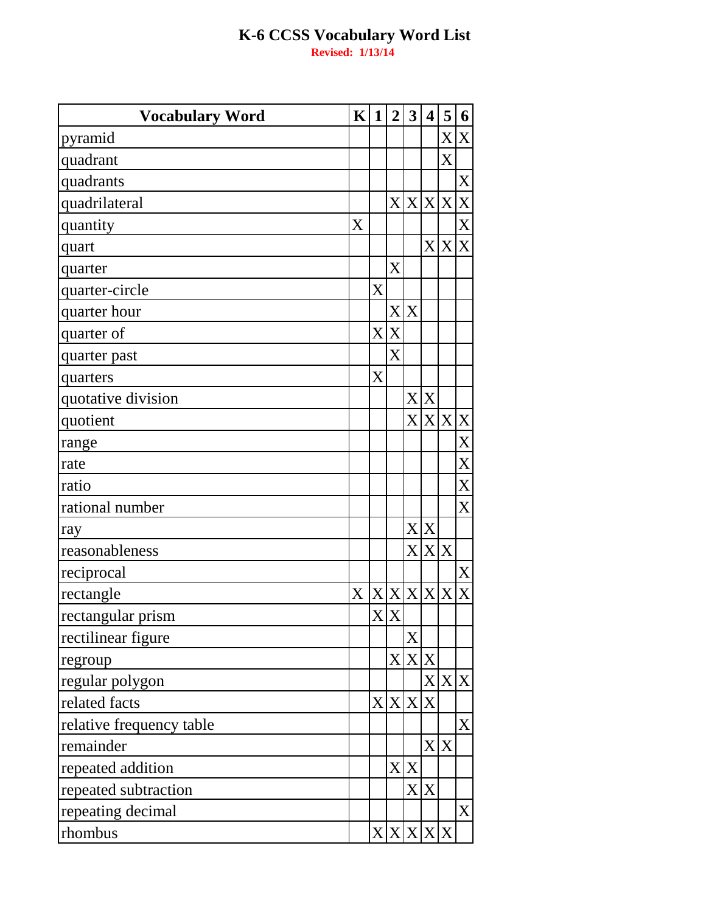# K-6 CCSS Vocabulary Word List

**Revised: 1/13/14**

| Vocabulary Word | K | 1 | 2 | 3 | 4 | 5 | 6 |
|---|---|---|---|---|---|---|---|
| pyramid | | | | | | X | X |
| quadrant | | | | | | X | |
| quadrants | | | | | | | X |
| quadrilateral | | | X | X | X | X | X |
| quantity | X | | | | | | X |
| quart | | | | | X | X | X |
| quarter | | | X | | | | |
| quarter-circle | | X | | | | | |
| quarter hour | | | X | X | | | |
| quarter of | | X | X | | | | |
| quarter past | | | X | | | | |
| quarters | | X | | | | | |
| quotative division | | | | X | X | | |
| quotient | | | | X | X | X | X |
| range | | | | | | | X |
| rate | | | | | | | X |
| ratio | | | | | | | X |
| rational number | | | | | | | X |
| ray | | | | X | X | | |
| reasonableness | | | | X | X | X | |
| reciprocal | | | | | | | X |
| rectangle | X | X | X | X | X | X | X |
| rectangular prism | | X | X | | | | |
| rectilinear figure | | | | X | | | |
| regroup | | | X | X | X | | |
| regular polygon | | | | | X | X | X |
| related facts | | X | X | X | X | | |
| relative frequency table | | | | | | | X |
| remainder | | | | | X | X | |
| repeated addition | | | X | X | | | |
| repeated subtraction | | | | X | X | | |
| repeating decimal | | | | | | | X |
| rhombus | | X | X | X | X | X | |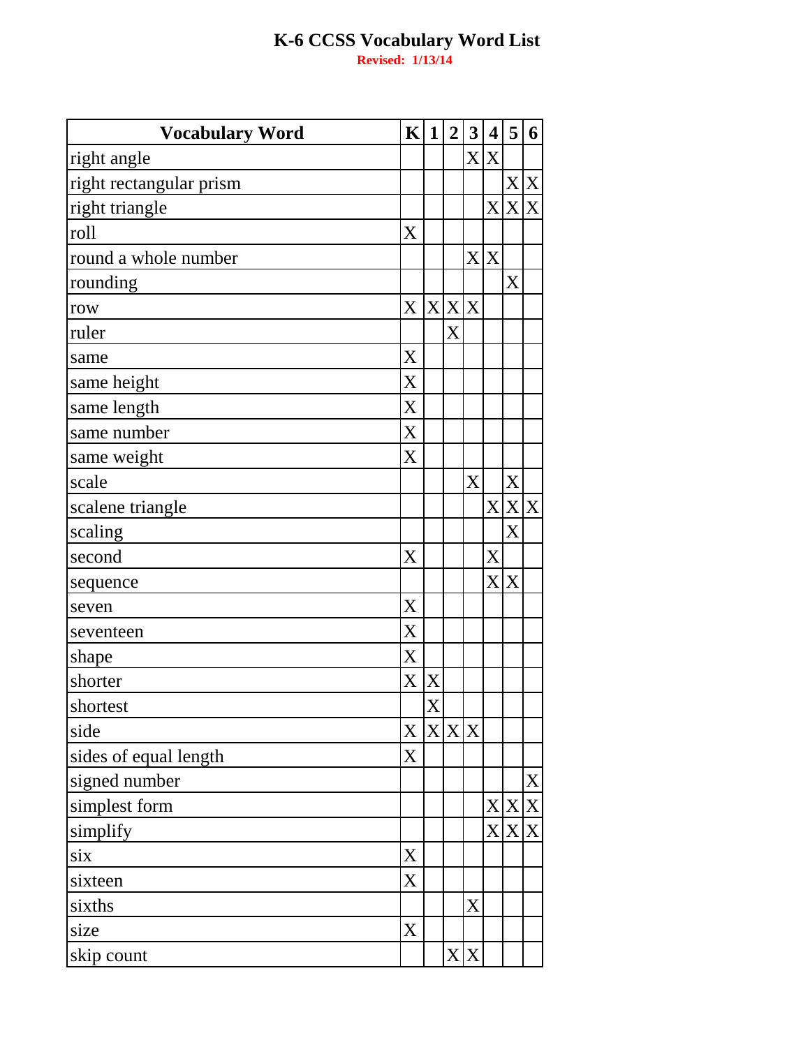# K-6 CCSS Vocabulary Word List

**Revised: 1/13/14**

| Vocabulary Word | K | 1 | 2 | 3 | 4 | 5 | 6 |
|---|---|---|---|---|---|---|---|
| right angle | | | | X | X | | |
| right rectangular prism | | | | | | X | X |
| right triangle | | | | | X | X | X |
| roll | X | | | | | | |
| round a whole number | | | | X | X | | |
| rounding | | | | | | X | |
| row | X | X | X | X | | | |
| ruler | | | X | | | | |
| same | X | | | | | | |
| same height | X | | | | | | |
| same length | X | | | | | | |
| same number | X | | | | | | |
| same weight | X | | | | | | |
| scale | | | | X | | X | |
| scalene triangle | | | | | X | X | X |
| scaling | | | | | | X | |
| second | X | | | | X | | |
| sequence | | | | | X | X | |
| seven | X | | | | | | |
| seventeen | X | | | | | | |
| shape | X | | | | | | |
| shorter | X | X | | | | | |
| shortest | | X | | | | | |
| side | X | X | X | X | | | |
| sides of equal length | X | | | | | | |
| signed number | | | | | | | X |
| simplest form | | | | | X | X | X |
| simplify | | | | | X | X | X |
| six | X | | | | | | |
| sixteen | X | | | | | | |
| sixths | | | | X | | | |
| size | X | | | | | | |
| skip count | | | X | X | | | |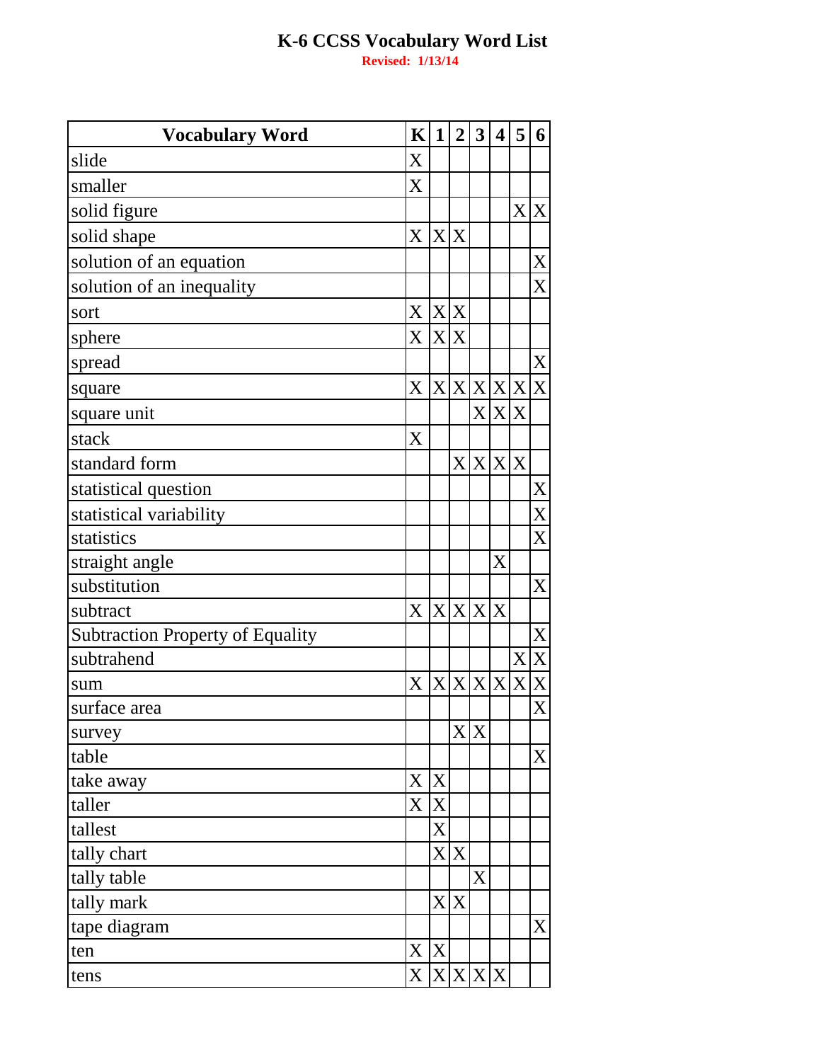# K-6 CCSS Vocabulary Word List

**Revised: 1/13/14**

| Vocabulary Word | K | 1 | 2 | 3 | 4 | 5 | 6 |
|---|---|---|---|---|---|---|---|
| slide | X | | | | | | |
| smaller | X | | | | | | |
| solid figure | | | | | | X | X |
| solid shape | X | X | X | | | | |
| solution of an equation | | | | | | | X |
| solution of an inequality | | | | | | | X |
| sort | X | X | X | | | | |
| sphere | X | X | X | | | | |
| spread | | | | | | | X |
| square | X | X | X | X | X | X | X |
| square unit | | | | X | X | X | |
| stack | X | | | | | | |
| standard form | | | X | X | X | X | |
| statistical question | | | | | | | X |
| statistical variability | | | | | | | X |
| statistics | | | | | | | X |
| straight angle | | | | | X | | |
| substitution | | | | | | | X |
| subtract | X | X | X | X | X | | |
| Subtraction Property of Equality | | | | | | | X |
| subtrahend | | | | | | X | X |
| sum | X | X | X | X | X | X | X |
| surface area | | | | | | | X |
| survey | | | X | X | | | |
| table | | | | | | | X |
| take away | X | X | | | | | |
| taller | X | X | | | | | |
| tallest | | X | | | | | |
| tally chart | | X | X | | | | |
| tally table | | | | X | | | |
| tally mark | | X | X | | | | |
| tape diagram | | | | | | | X |
| ten | X | X | | | | | |
| tens | X | X | X | X | X | | |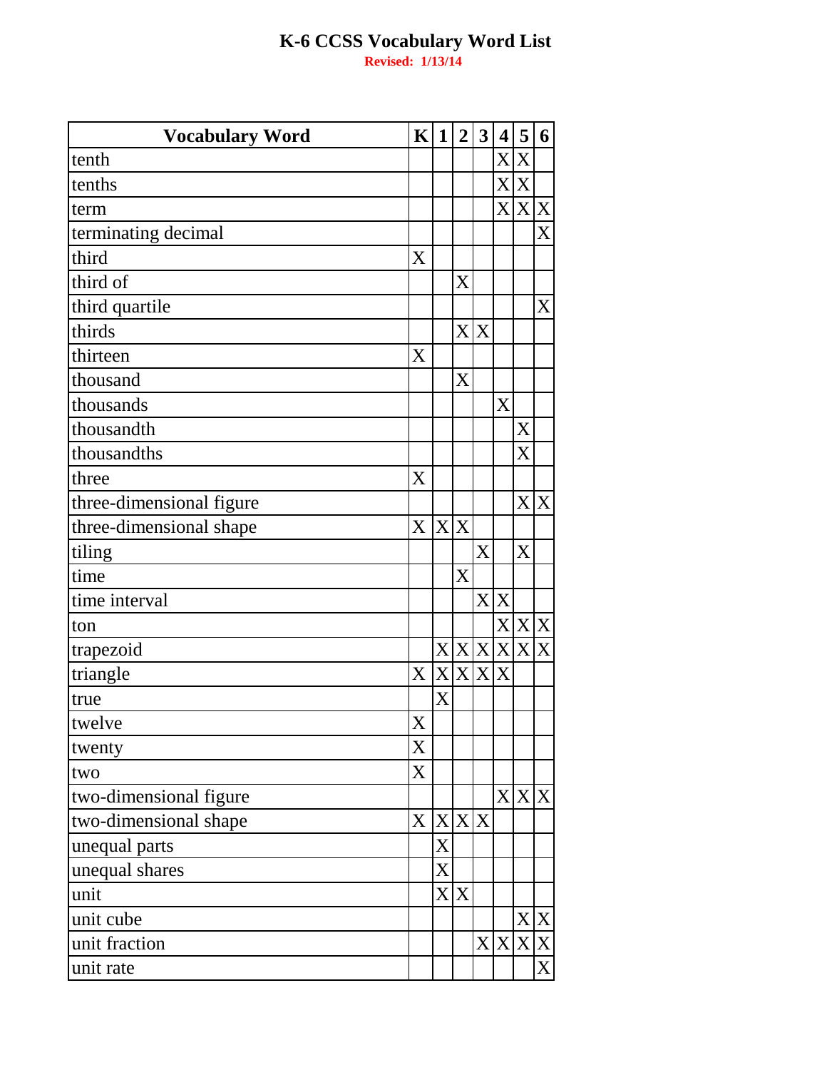# K-6 CCSS Vocabulary Word List

**Revised: 1/13/14**

| Vocabulary Word | K | 1 | 2 | 3 | 4 | 5 | 6 |
|---|---|---|---|---|---|---|---|
| tenth | | | | | X | X | |
| tenths | | | | | X | X | |
| term | | | | | X | X | X |
| terminating decimal | | | | | | | X |
| third | X | | | | | | |
| third of | | | X | | | | |
| third quartile | | | | | | | X |
| thirds | | | X | X | | | |
| thirteen | X | | | | | | |
| thousand | | | X | | | | |
| thousands | | | | | X | | |
| thousandth | | | | | | X | |
| thousandths | | | | | | X | |
| three | X | | | | | | |
| three-dimensional figure | | | | | | X | X |
| three-dimensional shape | X | X | X | | | | |
| tiling | | | | X | | X | |
| time | | | X | | | | |
| time interval | | | | X | X | | |
| ton | | | | | X | X | X |
| trapezoid | | X | X | X | X | X | X |
| triangle | X | X | X | X | X | | |
| true | | X | | | | | |
| twelve | X | | | | | | |
| twenty | X | | | | | | |
| two | X | | | | | | |
| two-dimensional figure | | | | | X | X | X |
| two-dimensional shape | X | X | X | X | | | |
| unequal parts | | X | | | | | |
| unequal shares | | X | | | | | |
| unit | | X | X | | | | |
| unit cube | | | | | | X | X |
| unit fraction | | | | X | X | X | X |
| unit rate | | | | | | | X |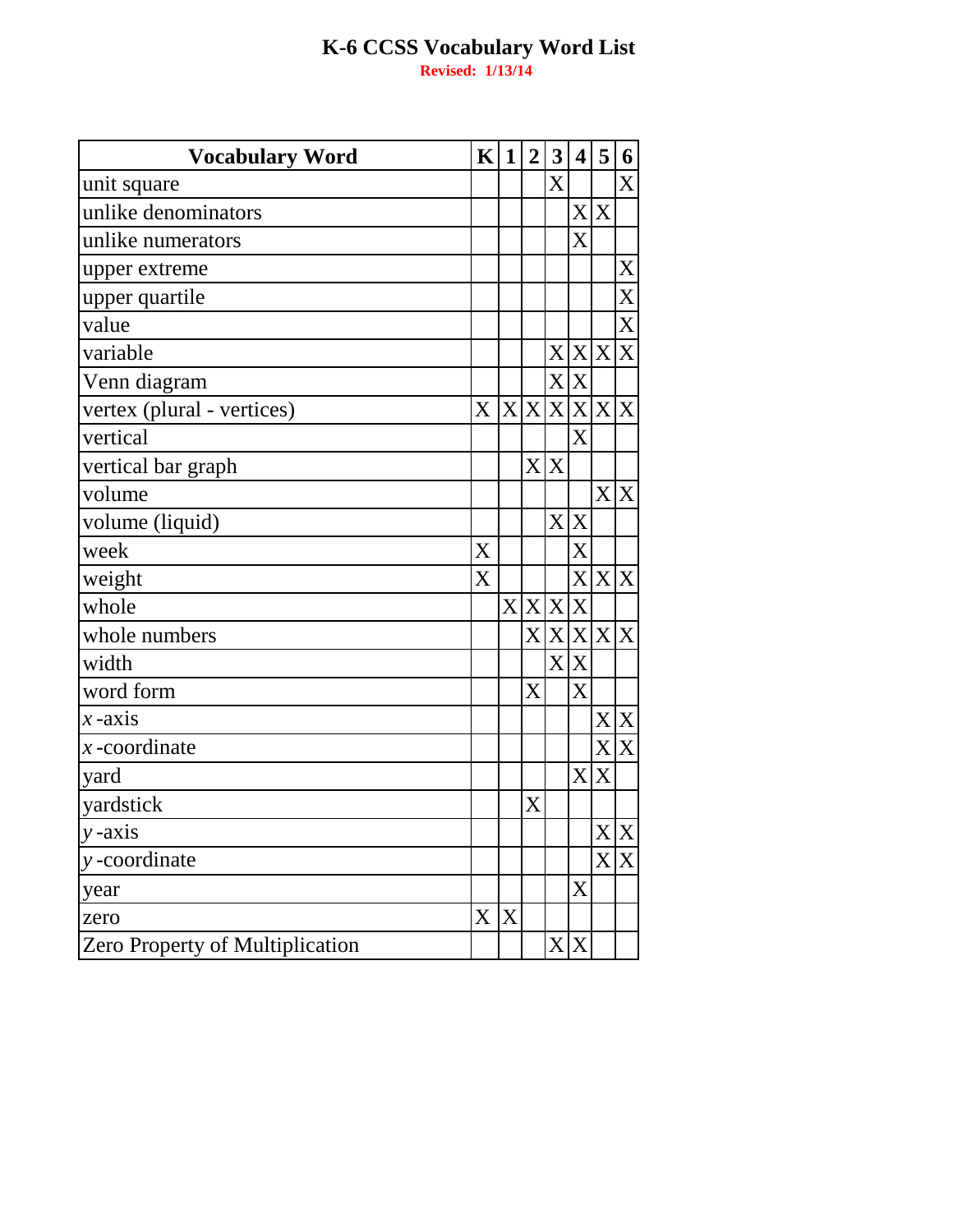# K-6 CCSS Vocabulary Word List

**Revised: 1/13/14**

| Vocabulary Word | K | 1 | 2 | 3 | 4 | 5 | 6 |
|---|---|---|---|---|---|---|---|
| unit square | | | | X | | | X |
| unlike denominators | | | | | X | X | |
| unlike numerators | | | | | X | | |
| upper extreme | | | | | | | X |
| upper quartile | | | | | | | X |
| value | | | | | | | X |
| variable | | | | X | X | X | X |
| Venn diagram | | | | X | X | | |
| vertex (plural - vertices) | X | X | X | X | X | X | X |
| vertical | | | | | X | | |
| vertical bar graph | | | X | X | | | |
| volume | | | | | | X | X |
| volume (liquid) | | | | X | X | | |
| week | X | | | | X | | |
| weight | X | | | | X | X | X |
| whole | | X | X | X | X | | |
| whole numbers | | | X | X | X | X | X |
| width | | | | X | X | | |
| word form | | | X | | X | | |
| $x$-axis | | | | | | X | X |
| $x$-coordinate | | | | | | X | X |
| yard | | | | | X | X | |
| yardstick | | | X | | | | |
| $y$-axis | | | | | | X | X |
| $y$-coordinate | | | | | | X | X |
| year | | | | | X | | |
| zero | X | X | | | | | |
| Zero Property of Multiplication | | | | X | X | | |